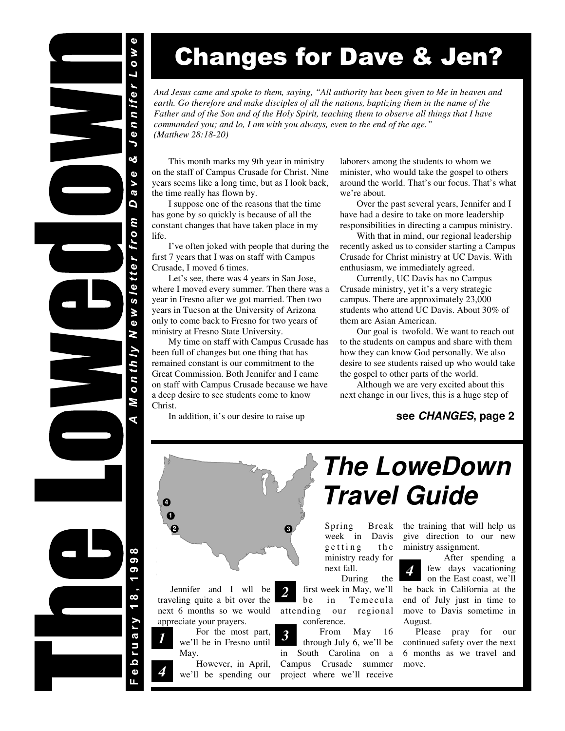# The LoweDown

*A Monthly Newsletter from Dave & Jennifer Lowe*

February 18, 1998

## Changes for Dave & Jen?

*And Jesus came and spoke to them, saying, "All authority has been given to Me in heaven and earth. Go therefore and make disciples of all the nations, baptizing them in the name of the Father and of the Son and of the Holy Spirit, teaching them to observe all things that I have commanded you; and lo, I am with you always, even to the end of the age." (Matthew 28:18-20)*

This month marks my 9th year in ministry on the staff of Campus Crusade for Christ. Nine years seems like a long time, but as I look back, the time really has flown by.

I suppose one of the reasons that the time has gone by so quickly is because of all the constant changes that have taken place in my life.

I've often joked with people that during the first 7 years that I was on staff with Campus Crusade, I moved 6 times.

Let's see, there was 4 years in San Jose, where I moved every summer. Then there was a year in Fresno after we got married. Then two years in Tucson at the University of Arizona only to come back to Fresno for two years of ministry at Fresno State University.

My time on staff with Campus Crusade has been full of changes but one thing that has remained constant is our commitment to the Great Commission. Both Jennifer and I came on staff with Campus Crusade because we have a deep desire to see students come to know Christ.

In addition, it's our desire to raise up laborers among the students to whom we minister, who would take the gospel to others around the world. That's our focus. That's what we're about.

Over the past several years, Jennifer and I have had a desire to take on more leadership responsibilities in directing a campus ministry.

With that in mind, our regional leadership recently asked us to consider starting a Campus Crusade for Christ ministry at UC Davis. With enthusiasm, we immediately agreed.

Currently, UC Davis has no Campus Crusade ministry, yet it's a very strategic campus. There are approximately 23,000 students who attend UC Davis. About 30% of them are Asian American.

Our goal is twofold. We want to reach out to the students on campus and share with them how they can know God personally. We also desire to see students raised up who would take the gospel to other parts of the world.

Although we are very excited about this next change in our lives, this is a huge step of

**see *CHANGES*, page 2**

## *The LoweDown Travel Guide*

Jennifer and I wll be traveling quite a bit over the next 6 months so we would appreciate your prayers.

***1*** For the most part, we'll be in Fresno until May.

***4*** However, in April, we'll be spending our Spring Break week in Davis getting the ministry ready for next fall.

***2*** During the first week in May, we'll be in Temecula attending our regional conference.

***3*** From May 16 through July 6, we'll be in South Carolina on a Campus Crusade summer project where we'll receive the training that will help us give direction to our new ministry assignment.

***4*** After spending a few days vacationing on the East coast, we'll be back in California at the end of July just in time to move to Davis sometime in August.

Please pray for our continued safety over the next 6 months as we travel and move.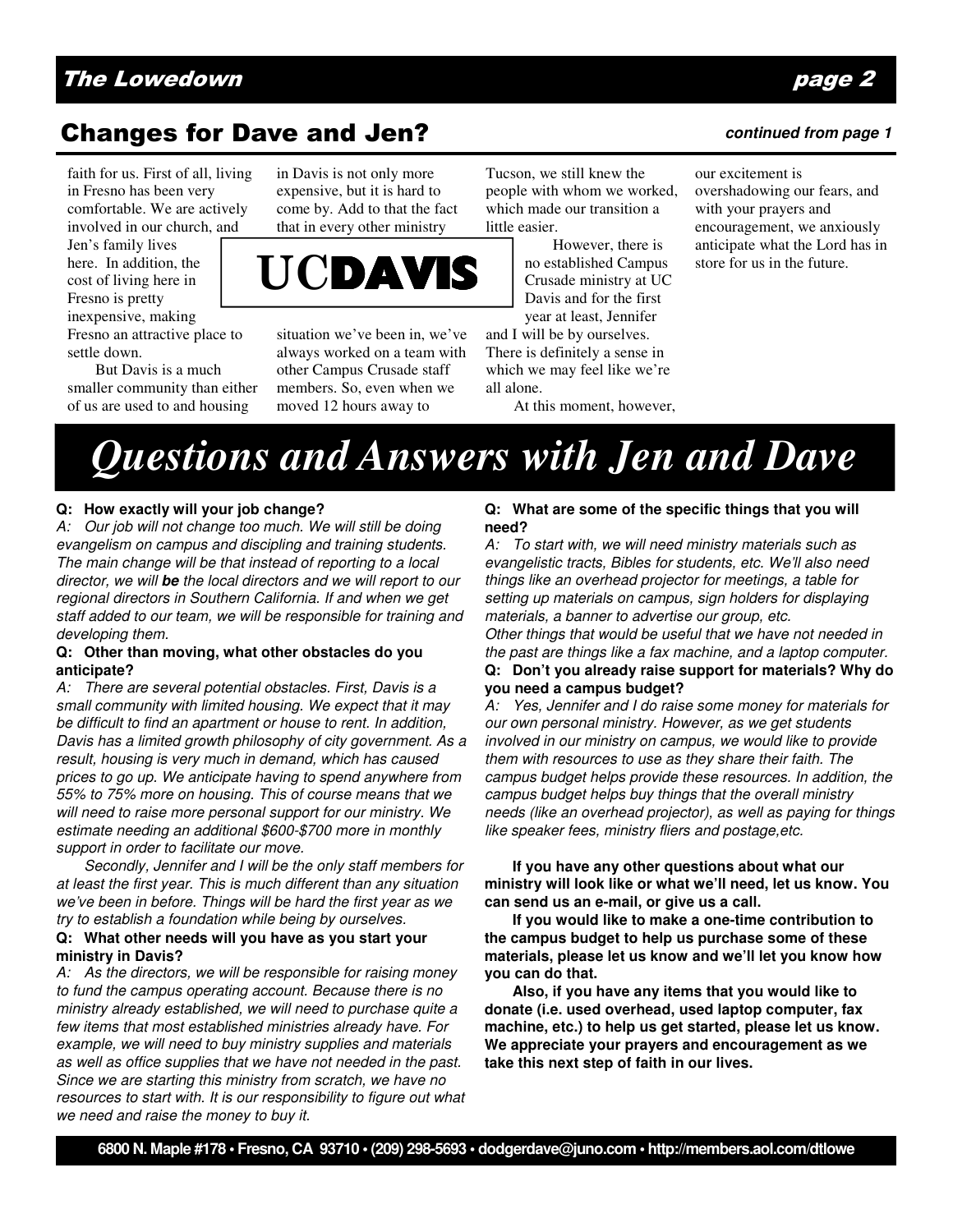## Changes for Dave and Jen?

*continued from page 1*

faith for us. First of all, living in Fresno has been very comfortable. We are actively involved in our church, and Jen's family lives here. In addition, the cost of living here in Fresno is pretty inexpensive, making Fresno an attractive place to settle down.

But Davis is a much smaller community than either of us are used to and housing in Davis is not only more expensive, but it is hard to come by. Add to that the fact that in every other ministry situation we've been in, we've always worked on a team with other Campus Crusade staff members. So, even when we moved 12 hours away to Tucson, we still knew the people with whom we worked, which made our transition a little easier.

UC DAVIS

However, there is no established Campus Crusade ministry at UC Davis and for the first year at least, Jennifer and I will be by ourselves. There is definitely a sense in which we may feel like we're all alone.

At this moment, however, our excitement is overshadowing our fears, and with your prayers and encouragement, we anxiously anticipate what the Lord has in store for us in the future.

# *Questions and Answers with Jen and Dave*

**Q: How exactly will your job change?**

*A: Our job will not change too much. We will still be doing evangelism on campus and discipling and training students. The main change will be that instead of reporting to a local director, we will **be** the local directors and we will report to our regional directors in Southern California. If and when we get staff added to our team, we will be responsible for training and developing them.*

**Q: Other than moving, what other obstacles do you anticipate?**

*A: There are several potential obstacles. First, Davis is a small community with limited housing. We expect that it may be difficult to find an apartment or house to rent. In addition, Davis has a limited growth philosophy of city government. As a result, housing is very much in demand, which has caused prices to go up. We anticipate having to spend anywhere from 55% to 75% more on housing. This of course means that we will need to raise more personal support for our ministry. We estimate needing an additional $600-$700 more in monthly support in order to facilitate our move.*

*Secondly, Jennifer and I will be the only staff members for at least the first year. This is much different than any situation we've been in before. Things will be hard the first year as we try to establish a foundation while being by ourselves.*

**Q: What other needs will you have as you start your ministry in Davis?**

*A: As the directors, we will be responsible for raising money to fund the campus operating account. Because there is no ministry already established, we will need to purchase quite a few items that most established ministries already have. For example, we will need to buy ministry supplies and materials as well as office supplies that we have not needed in the past. Since we are starting this ministry from scratch, we have no resources to start with. It is our responsibility to figure out what we need and raise the money to buy it.*

**Q: What are some of the specific things that you will need?**

*A: To start with, we will need ministry materials such as evangelistic tracts, Bibles for students, etc. We'll also need things like an overhead projector for meetings, a table for setting up materials on campus, sign holders for displaying materials, a banner to advertise our group, etc.*
*Other things that would be useful that we have not needed in the past are things like a fax machine, and a laptop computer.*

**Q: Don't you already raise support for materials? Why do you need a campus budget?**

*A: Yes, Jennifer and I do raise some money for materials for our own personal ministry. However, as we get students involved in our ministry on campus, we would like to provide them with resources to use as they share their faith. The campus budget helps provide these resources. In addition, the campus budget helps buy things that the overall ministry needs (like an overhead projector), as well as paying for things like speaker fees, ministry fliers and postage,etc.*

**If you have any other questions about what our ministry will look like or what we'll need, let us know. You can send us an e-mail, or give us a call.**

**If you would like to make a one-time contribution to the campus budget to help us purchase some of these materials, please let us know and we'll let you know how you can do that.**

**Also, if you have any items that you would like to donate (i.e. used overhead, used laptop computer, fax machine, etc.) to help us get started, please let us know. We appreciate your prayers and encouragement as we take this next step of faith in our lives.**

**6800 N. Maple #178 • Fresno, CA 93710 • (209) 298-5693 • dodgerdave@juno.com • http://members.aol.com/dtlowe**